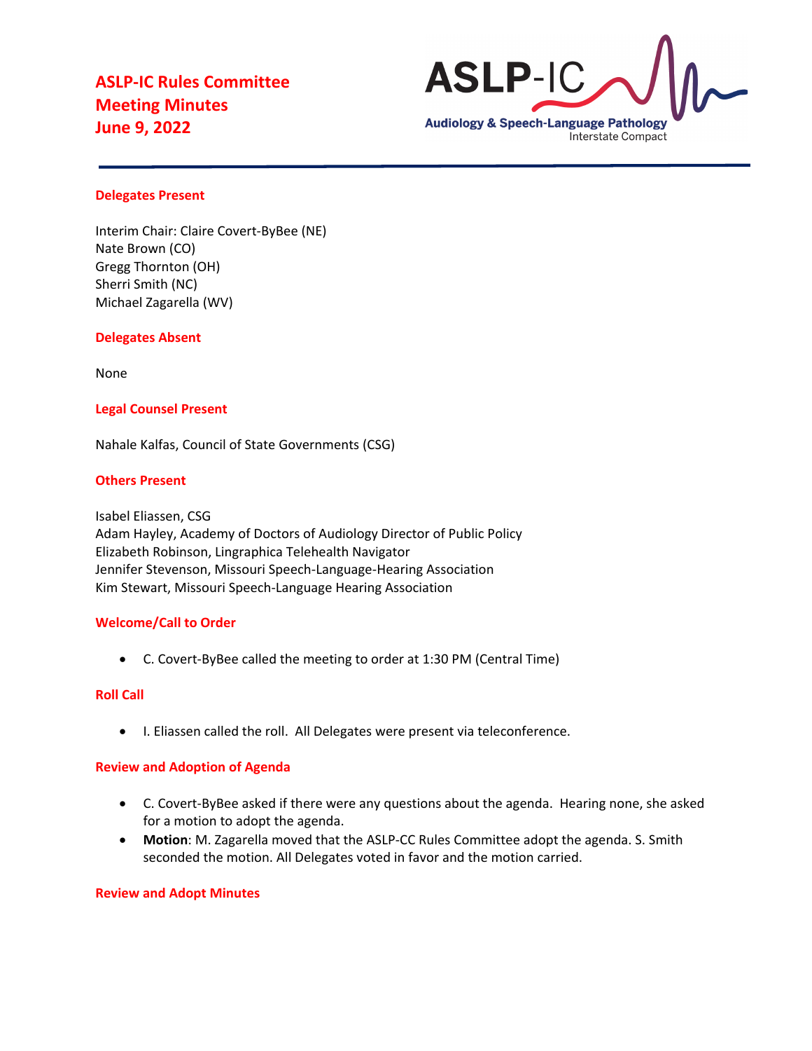# ASLP-IC Rules Committee Meeting Minutes June 9, 2022

ASLP-IC
Audiology & Speech-Language Pathology
Interstate Compact

## Delegates Present

Interim Chair: Claire Covert-ByBee (NE)
Nate Brown (CO)
Gregg Thornton (OH)
Sherri Smith (NC)
Michael Zagarella (WV)

## Delegates Absent

None

## Legal Counsel Present

Nahale Kalfas, Council of State Governments (CSG)

## Others Present

Isabel Eliassen, CSG
Adam Hayley, Academy of Doctors of Audiology Director of Public Policy
Elizabeth Robinson, Lingraphica Telehealth Navigator
Jennifer Stevenson, Missouri Speech-Language-Hearing Association
Kim Stewart, Missouri Speech-Language Hearing Association

## Welcome/Call to Order

- C. Covert-ByBee called the meeting to order at 1:30 PM (Central Time)

## Roll Call

- I. Eliassen called the roll. All Delegates were present via teleconference.

## Review and Adoption of Agenda

- C. Covert-ByBee asked if there were any questions about the agenda. Hearing none, she asked for a motion to adopt the agenda.
- **Motion**: M. Zagarella moved that the ASLP-CC Rules Committee adopt the agenda. S. Smith seconded the motion. All Delegates voted in favor and the motion carried.

## Review and Adopt Minutes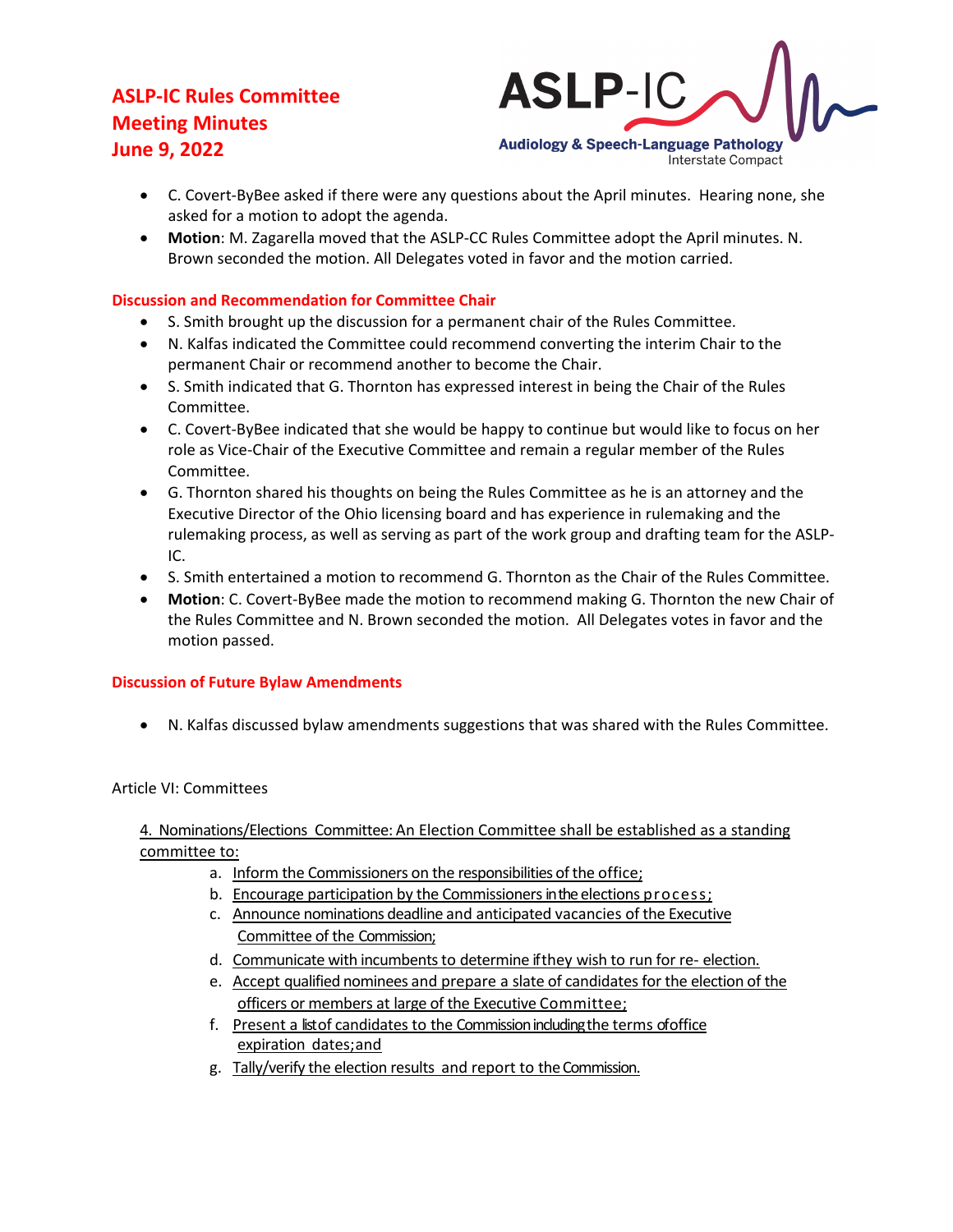- C. Covert-ByBee asked if there were any questions about the April minutes. Hearing none, she asked for a motion to adopt the agenda.
- **Motion**: M. Zagarella moved that the ASLP-CC Rules Committee adopt the April minutes. N. Brown seconded the motion. All Delegates voted in favor and the motion carried.

## Discussion and Recommendation for Committee Chair

- S. Smith brought up the discussion for a permanent chair of the Rules Committee.
- N. Kalfas indicated the Committee could recommend converting the interim Chair to the permanent Chair or recommend another to become the Chair.
- S. Smith indicated that G. Thornton has expressed interest in being the Chair of the Rules Committee.
- C. Covert-ByBee indicated that she would be happy to continue but would like to focus on her role as Vice-Chair of the Executive Committee and remain a regular member of the Rules Committee.
- G. Thornton shared his thoughts on being the Rules Committee as he is an attorney and the Executive Director of the Ohio licensing board and has experience in rulemaking and the rulemaking process, as well as serving as part of the work group and drafting team for the ASLP-IC.
- S. Smith entertained a motion to recommend G. Thornton as the Chair of the Rules Committee.
- **Motion**: C. Covert-ByBee made the motion to recommend making G. Thornton the new Chair of the Rules Committee and N. Brown seconded the motion. All Delegates votes in favor and the motion passed.

## Discussion of Future Bylaw Amendments

- N. Kalfas discussed bylaw amendments suggestions that was shared with the Rules Committee.

Article VI: Committees

4. Nominations/Elections Committee: An Election Committee shall be established as a standing committee to:
   a. Inform the Commissioners on the responsibilities of the office;
   b. Encourage participation by the Commissioners in the elections process;
   c. Announce nominations deadline and anticipated vacancies of the Executive Committee of the Commission;
   d. Communicate with incumbents to determine if they wish to run for re- election.
   e. Accept qualified nominees and prepare a slate of candidates for the election of the officers or members at large of the Executive Committee;
   f. Present a list of candidates to the Commission including the terms of office expiration dates; and
   g. Tally/verify the election results and report to the Commission.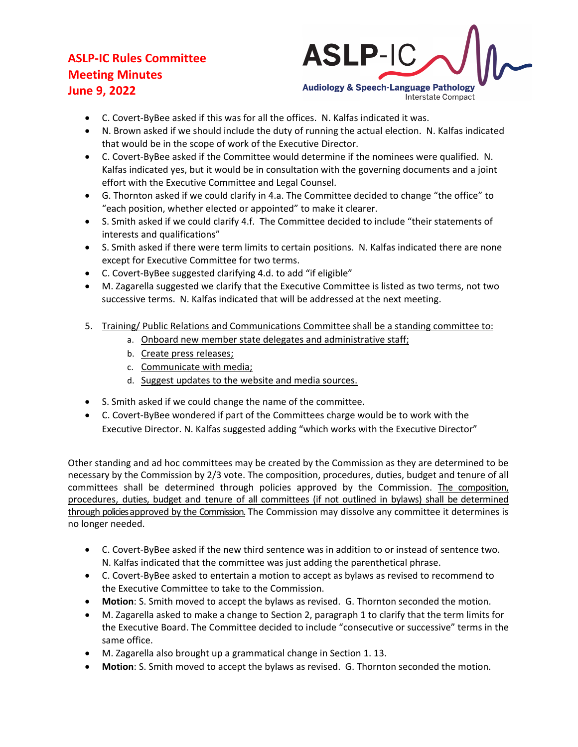- C. Covert-ByBee asked if this was for all the offices. N. Kalfas indicated it was.
- N. Brown asked if we should include the duty of running the actual election. N. Kalfas indicated that would be in the scope of work of the Executive Director.
- C. Covert-ByBee asked if the Committee would determine if the nominees were qualified. N. Kalfas indicated yes, but it would be in consultation with the governing documents and a joint effort with the Executive Committee and Legal Counsel.
- G. Thornton asked if we could clarify in 4.a. The Committee decided to change "the office" to "each position, whether elected or appointed" to make it clearer.
- S. Smith asked if we could clarify 4.f. The Committee decided to include "their statements of interests and qualifications"
- S. Smith asked if there were term limits to certain positions. N. Kalfas indicated there are none except for Executive Committee for two terms.
- C. Covert-ByBee suggested clarifying 4.d. to add "if eligible"
- M. Zagarella suggested we clarify that the Executive Committee is listed as two terms, not two successive terms. N. Kalfas indicated that will be addressed at the next meeting.

5. <u>Training/ Public Relations and Communications Committee shall be a standing committee to:</u>
   a. <u>Onboard new member state delegates and administrative staff;</u>
   b. <u>Create press releases;</u>
   c. <u>Communicate with media;</u>
   d. <u>Suggest updates to the website and media sources.</u>

- S. Smith asked if we could change the name of the committee.
- C. Covert-ByBee wondered if part of the Committees charge would be to work with the Executive Director. N. Kalfas suggested adding "which works with the Executive Director"

Other standing and ad hoc committees may be created by the Commission as they are determined to be necessary by the Commission by 2/3 vote. The composition, procedures, duties, budget and tenure of all committees shall be determined through policies approved by the Commission. <u>The composition, procedures, duties, budget and tenure of all committees (if not outlined in bylaws) shall be determined through policies approved by the Commission.</u> The Commission may dissolve any committee it determines is no longer needed.

- C. Covert-ByBee asked if the new third sentence was in addition to or instead of sentence two. N. Kalfas indicated that the committee was just adding the parenthetical phrase.
- C. Covert-ByBee asked to entertain a motion to accept as bylaws as revised to recommend to the Executive Committee to take to the Commission.
- **Motion**: S. Smith moved to accept the bylaws as revised. G. Thornton seconded the motion.
- M. Zagarella asked to make a change to Section 2, paragraph 1 to clarify that the term limits for the Executive Board. The Committee decided to include "consecutive or successive" terms in the same office.
- M. Zagarella also brought up a grammatical change in Section 1. 13.
- **Motion**: S. Smith moved to accept the bylaws as revised. G. Thornton seconded the motion.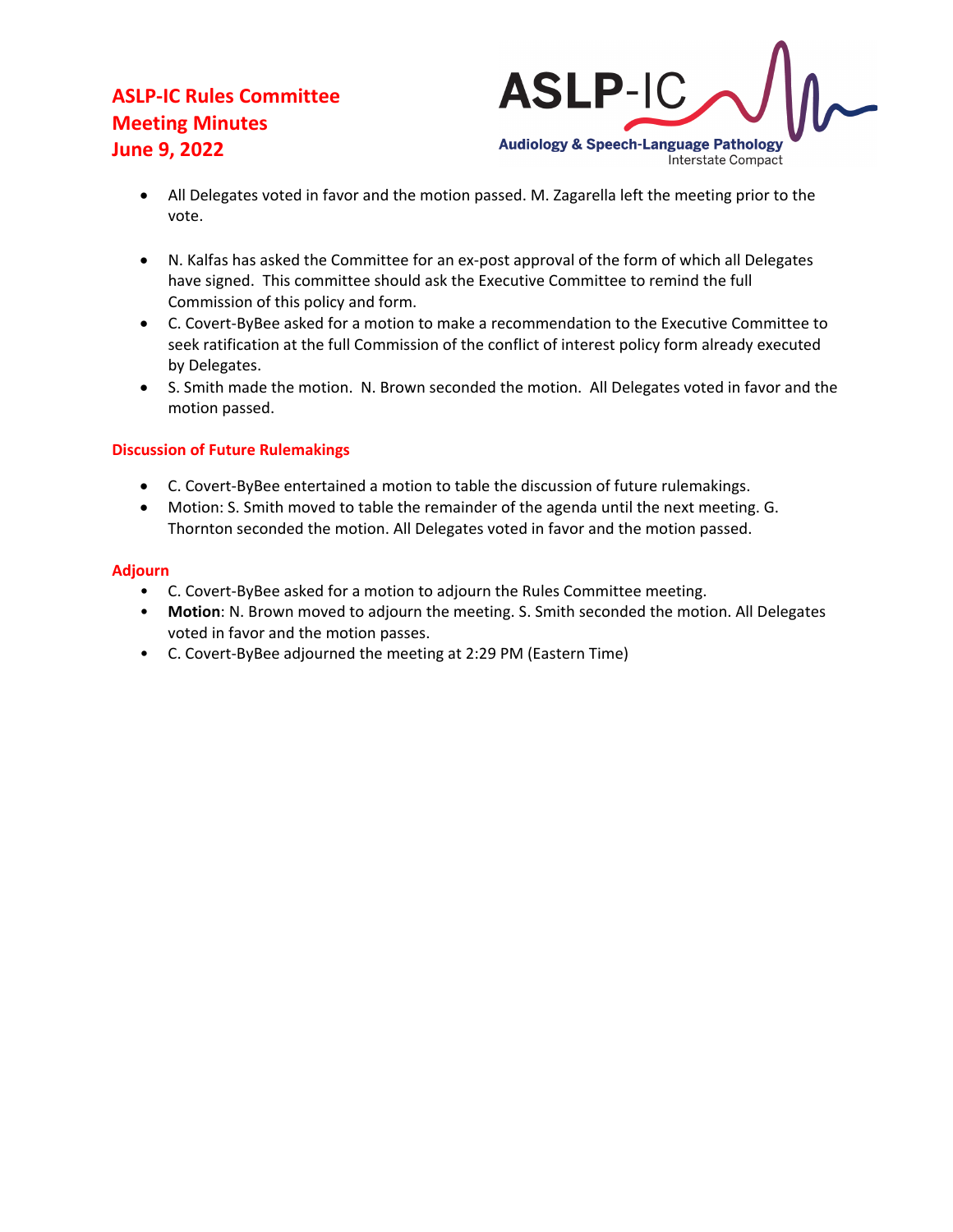- All Delegates voted in favor and the motion passed. M. Zagarella left the meeting prior to the vote.

- N. Kalfas has asked the Committee for an ex-post approval of the form of which all Delegates have signed. This committee should ask the Executive Committee to remind the full Commission of this policy and form.
- C. Covert-ByBee asked for a motion to make a recommendation to the Executive Committee to seek ratification at the full Commission of the conflict of interest policy form already executed by Delegates.
- S. Smith made the motion. N. Brown seconded the motion. All Delegates voted in favor and the motion passed.

## Discussion of Future Rulemakings

- C. Covert-ByBee entertained a motion to table the discussion of future rulemakings.
- Motion: S. Smith moved to table the remainder of the agenda until the next meeting. G. Thornton seconded the motion. All Delegates voted in favor and the motion passed.

## Adjourn

- C. Covert-ByBee asked for a motion to adjourn the Rules Committee meeting.
- **Motion**: N. Brown moved to adjourn the meeting. S. Smith seconded the motion. All Delegates voted in favor and the motion passes.
- C. Covert-ByBee adjourned the meeting at 2:29 PM (Eastern Time)